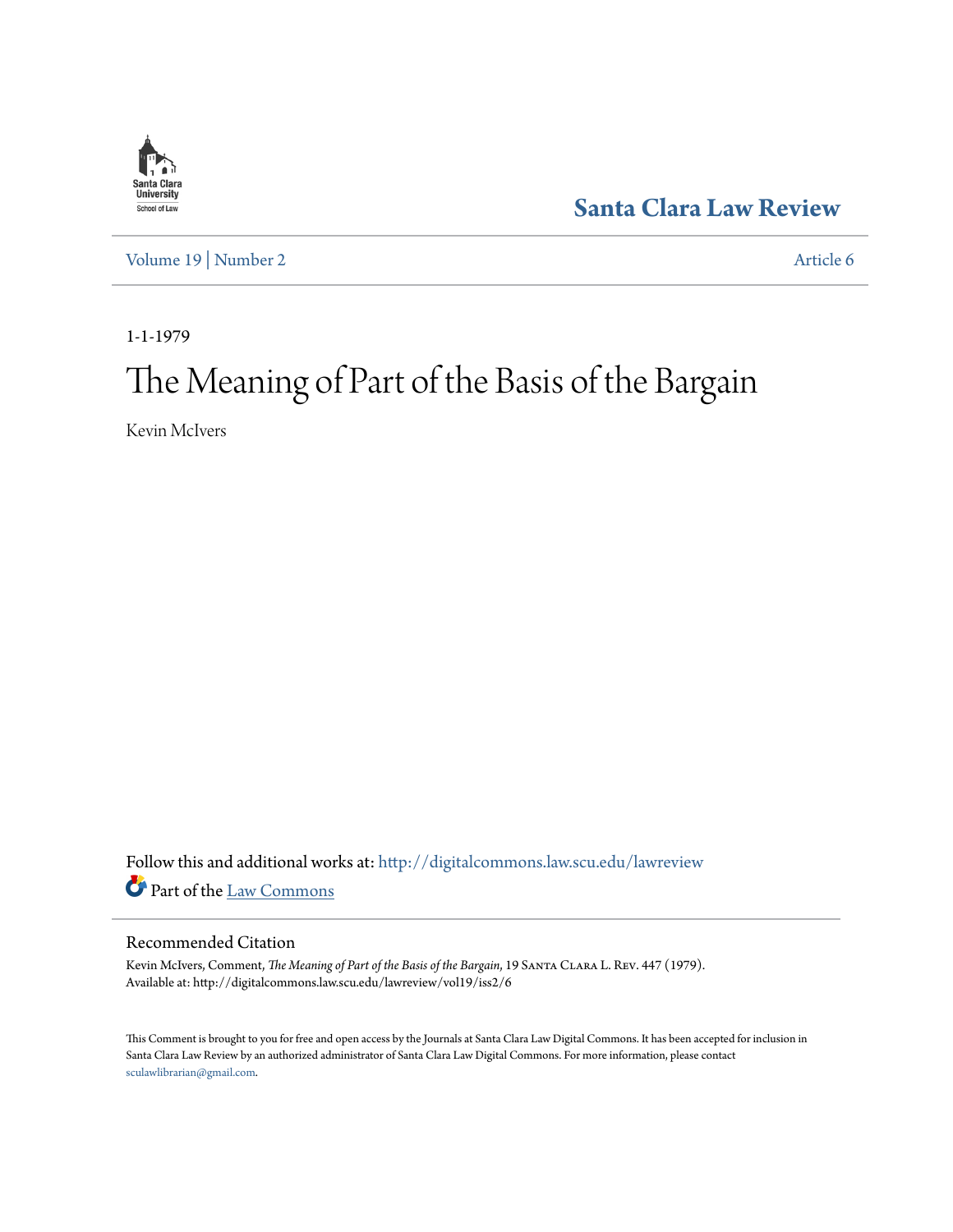Santa Clara Law Review

Volume 19 | Number 2 Article 6

1-1-1979

# The Meaning of Part of the Basis of the Bargain

Kevin McIvers

Follow this and additional works at: http://digitalcommons.law.scu.edu/lawreview

Part of the Law Commons

## Recommended Citation

Kevin McIvers, Comment, *The Meaning of Part of the Basis of the Bargain*, 19 Santa Clara L. Rev. 447 (1979).
Available at: http://digitalcommons.law.scu.edu/lawreview/vol19/iss2/6

This Comment is brought to you for free and open access by the Journals at Santa Clara Law Digital Commons. It has been accepted for inclusion in Santa Clara Law Review by an authorized administrator of Santa Clara Law Digital Commons. For more information, please contact sculawlibrarian@gmail.com.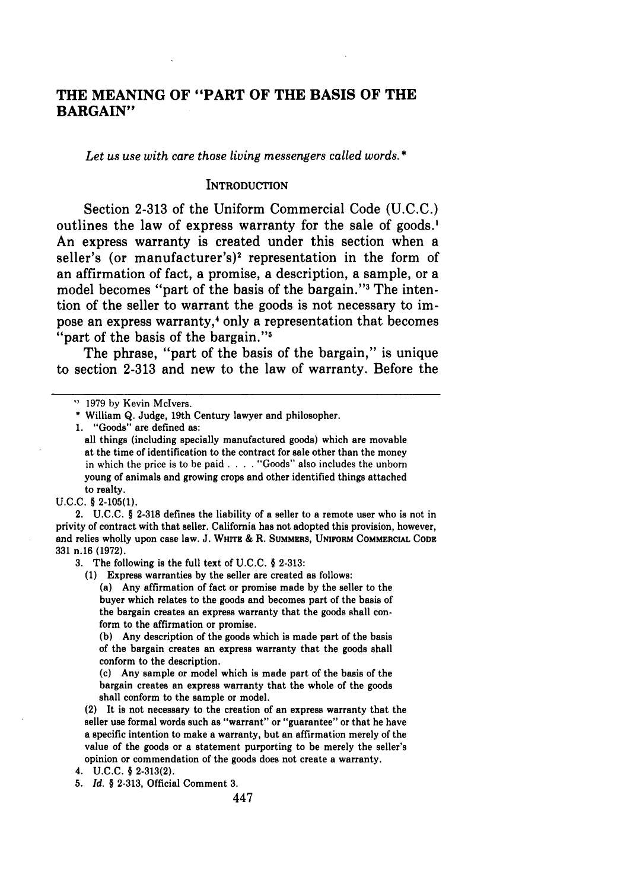# THE MEANING OF "PART OF THE BASIS OF THE BARGAIN"

*Let us use with care those living messengers called words.\**

## INTRODUCTION

Section 2-313 of the Uniform Commercial Code (U.C.C.) outlines the law of express warranty for the sale of goods.[1] An express warranty is created under this section when a seller's (or manufacturer's)[2] representation in the form of an affirmation of fact, a promise, a description, a sample, or a model becomes "part of the basis of the bargain."[3] The intention of the seller to warrant the goods is not necessary to impose an express warranty,[4] only a representation that becomes "part of the basis of the bargain."[5]

The phrase, "part of the basis of the bargain," is unique to section 2-313 and new to the law of warranty. Before the

---

© 1979 by Kevin McIvers.

\* William Q. Judge, 19th Century lawyer and philosopher.

1. "Goods" are defined as:

> all things (including specially manufactured goods) which are movable at the time of identification to the contract for sale other than the money in which the price is to be paid . . . . "Goods" also includes the unborn young of animals and growing crops and other identified things attached to realty.

U.C.C. § 2-105(1).

2. U.C.C. § 2-318 defines the liability of a seller to a remote user who is not in privity of contract with that seller. California has not adopted this provision, however, and relies wholly upon case law. J. WHITE & R. SUMMERS, UNIFORM COMMERCIAL CODE 331 n.16 (1972).

3. The following is the full text of U.C.C. § 2-313:

> (1) Express warranties by the seller are created as follows:
>
> (a) Any affirmation of fact or promise made by the seller to the buyer which relates to the goods and becomes part of the basis of the bargain creates an express warranty that the goods shall conform to the affirmation or promise.
>
> (b) Any description of the goods which is made part of the basis of the bargain creates an express warranty that the goods shall conform to the description.
>
> (c) Any sample or model which is made part of the basis of the bargain creates an express warranty that the whole of the goods shall conform to the sample or model.
>
> (2) It is not necessary to the creation of an express warranty that the seller use formal words such as "warrant" or "guarantee" or that he have a specific intention to make a warranty, but an affirmation merely of the value of the goods or a statement purporting to be merely the seller's opinion or commendation of the goods does not create a warranty.

4. U.C.C. § 2-313(2).

5. *Id.* § 2-313, Official Comment 3.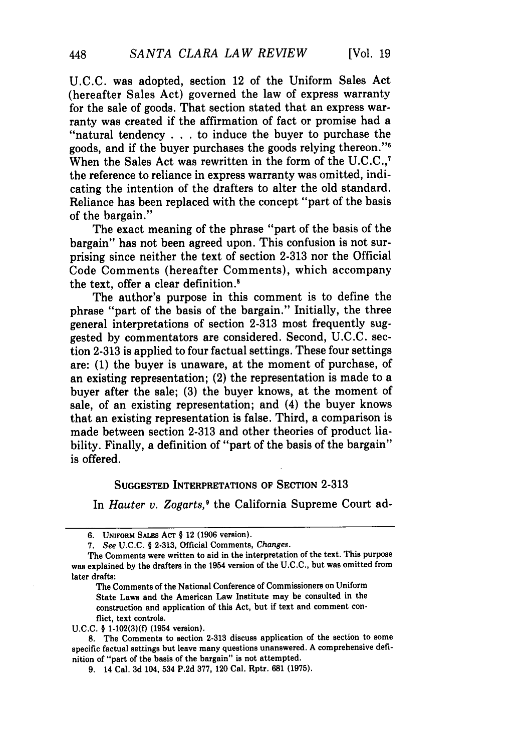U.C.C. was adopted, section 12 of the Uniform Sales Act (hereafter Sales Act) governed the law of express warranty for the sale of goods. That section stated that an express warranty was created if the affirmation of fact or promise had a "natural tendency . . . to induce the buyer to purchase the goods, and if the buyer purchases the goods relying thereon."[6] When the Sales Act was rewritten in the form of the U.C.C.,[7] the reference to reliance in express warranty was omitted, indicating the intention of the drafters to alter the old standard. Reliance has been replaced with the concept "part of the basis of the bargain."

The exact meaning of the phrase "part of the basis of the bargain" has not been agreed upon. This confusion is not surprising since neither the text of section 2-313 nor the Official Code Comments (hereafter Comments), which accompany the text, offer a clear definition.[8]

The author's purpose in this comment is to define the phrase "part of the basis of the bargain." Initially, the three general interpretations of section 2-313 most frequently suggested by commentators are considered. Second, U.C.C. section 2-313 is applied to four factual settings. These four settings are: (1) the buyer is unaware, at the moment of purchase, of an existing representation; (2) the representation is made to a buyer after the sale; (3) the buyer knows, at the moment of sale, of an existing representation; and (4) the buyer knows that an existing representation is false. Third, a comparison is made between section 2-313 and other theories of product liability. Finally, a definition of "part of the basis of the bargain" is offered.

## SUGGESTED INTERPRETATIONS OF SECTION 2-313

In *Hauter v. Zogarts*,[9] the California Supreme Court ad-

---

6. UNIFORM SALES ACT § 12 (1906 version).

7. *See* U.C.C. § 2-313, Official Comments, *Changes*.

The Comments were written to aid in the interpretation of the text. This purpose was explained by the drafters in the 1954 version of the U.C.C., but was omitted from later drafts:

> The Comments of the National Conference of Commissioners on Uniform State Laws and the American Law Institute may be consulted in the construction and application of this Act, but if text and comment conflict, text controls.

U.C.C. § 1-102(3)(f) (1954 version).

8. The Comments to section 2-313 discuss application of the section to some specific factual settings but leave many questions unanswered. A comprehensive definition of "part of the basis of the bargain" is not attempted.

9. 14 Cal. 3d 104, 534 P.2d 377, 120 Cal. Rptr. 681 (1975).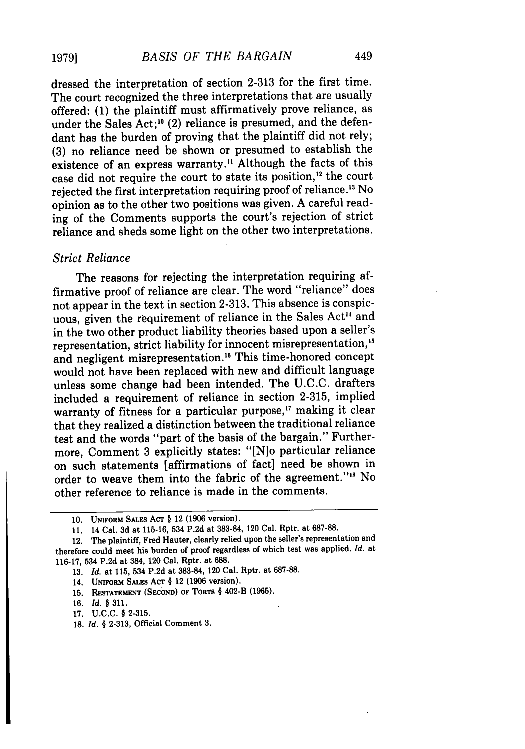dressed the interpretation of section 2-313 for the first time. The court recognized the three interpretations that are usually offered: (1) the plaintiff must affirmatively prove reliance, as under the Sales Act;[10] (2) reliance is presumed, and the defendant has the burden of proving that the plaintiff did not rely; (3) no reliance need be shown or presumed to establish the existence of an express warranty.[11] Although the facts of this case did not require the court to state its position,[12] the court rejected the first interpretation requiring proof of reliance.[13] No opinion as to the other two positions was given. A careful reading of the Comments supports the court's rejection of strict reliance and sheds some light on the other two interpretations.

### *Strict Reliance*

The reasons for rejecting the interpretation requiring affirmative proof of reliance are clear. The word "reliance" does not appear in the text in section 2-313. This absence is conspicuous, given the requirement of reliance in the Sales Act[14] and in the two other product liability theories based upon a seller's representation, strict liability for innocent misrepresentation,[15] and negligent misrepresentation.[16] This time-honored concept would not have been replaced with new and difficult language unless some change had been intended. The U.C.C. drafters included a requirement of reliance in section 2-315, implied warranty of fitness for a particular purpose,[17] making it clear that they realized a distinction between the traditional reliance test and the words "part of the basis of the bargain." Furthermore, Comment 3 explicitly states: "[N]o particular reliance on such statements [affirmations of fact] need be shown in order to weave them into the fabric of the agreement."[18] No other reference to reliance is made in the comments.

---

10. UNIFORM SALES ACT § 12 (1906 version).

11. 14 Cal. 3d at 115-16, 534 P.2d at 383-84, 120 Cal. Rptr. at 687-88.

12. The plaintiff, Fred Hauter, clearly relied upon the seller's representation and therefore could meet his burden of proof regardless of which test was applied. *Id.* at 116-17, 534 P.2d at 384, 120 Cal. Rptr. at 688.

13. *Id.* at 115, 534 P.2d at 383-84, 120 Cal. Rptr. at 687-88.

14. UNIFORM SALES ACT § 12 (1906 version).

15. RESTATEMENT (SECOND) OF TORTS § 402-B (1965).

16. *Id.* § 311.

17. U.C.C. § 2-315.

18. *Id.* § 2-313, Official Comment 3.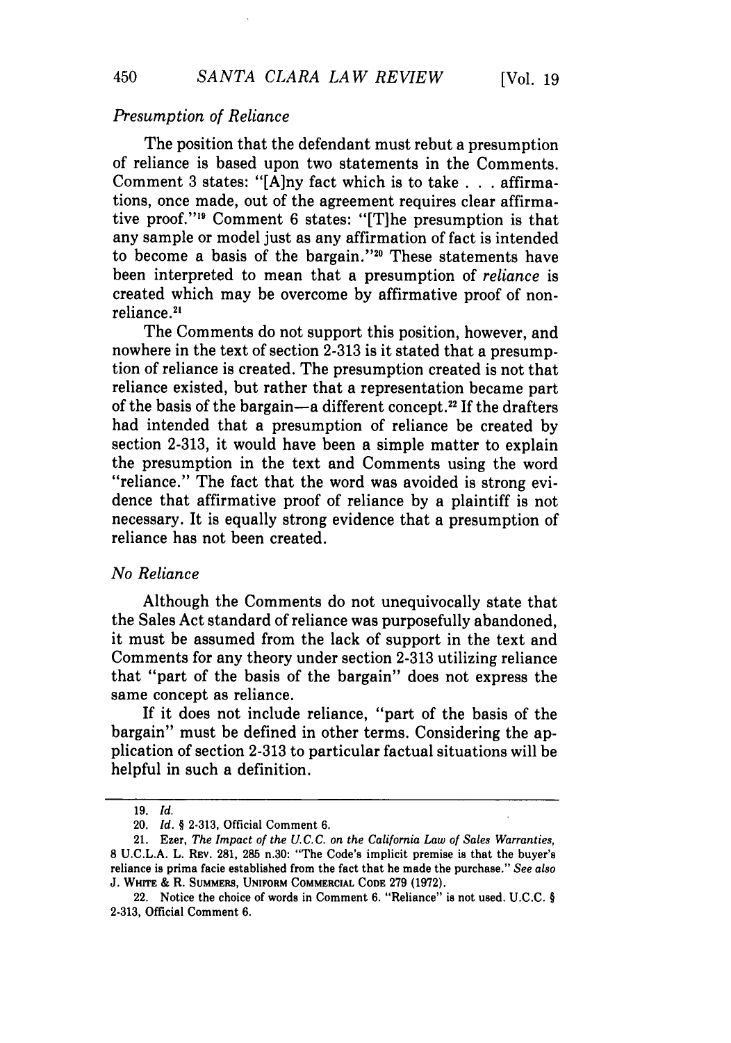*Presumption of Reliance*

The position that the defendant must rebut a presumption of reliance is based upon two statements in the Comments. Comment 3 states: "[A]ny fact which is to take . . . affirmations, once made, out of the agreement requires clear affirmative proof."[19] Comment 6 states: "[T]he presumption is that any sample or model just as any affirmation of fact is intended to become a basis of the bargain."[20] These statements have been interpreted to mean that a presumption of *reliance* is created which may be overcome by affirmative proof of non-reliance.[21]

The Comments do not support this position, however, and nowhere in the text of section 2-313 is it stated that a presumption of reliance is created. The presumption created is not that reliance existed, but rather that a representation became part of the basis of the bargain—a different concept.[22] If the drafters had intended that a presumption of reliance be created by section 2-313, it would have been a simple matter to explain the presumption in the text and Comments using the word "reliance." The fact that the word was avoided is strong evidence that affirmative proof of reliance by a plaintiff is not necessary. It is equally strong evidence that a presumption of reliance has not been created.

*No Reliance*

Although the Comments do not unequivocally state that the Sales Act standard of reliance was purposefully abandoned, it must be assumed from the lack of support in the text and Comments for any theory under section 2-313 utilizing reliance that "part of the basis of the bargain" does not express the same concept as reliance.

If it does not include reliance, "part of the basis of the bargain" must be defined in other terms. Considering the application of section 2-313 to particular factual situations will be helpful in such a definition.

---

19. *Id.*

20. *Id.* § 2-313, Official Comment 6.

21. Ezer, *The Impact of the U.C.C. on the California Law of Sales Warranties*, 8 U.C.L.A. L. REV. 281, 285 n.30: "The Code's implicit premise is that the buyer's reliance is prima facie established from the fact that he made the purchase." *See also* J. WHITE & R. SUMMERS, UNIFORM COMMERCIAL CODE 279 (1972).

22. Notice the choice of words in Comment 6. "Reliance" is not used. U.C.C. § 2-313, Official Comment 6.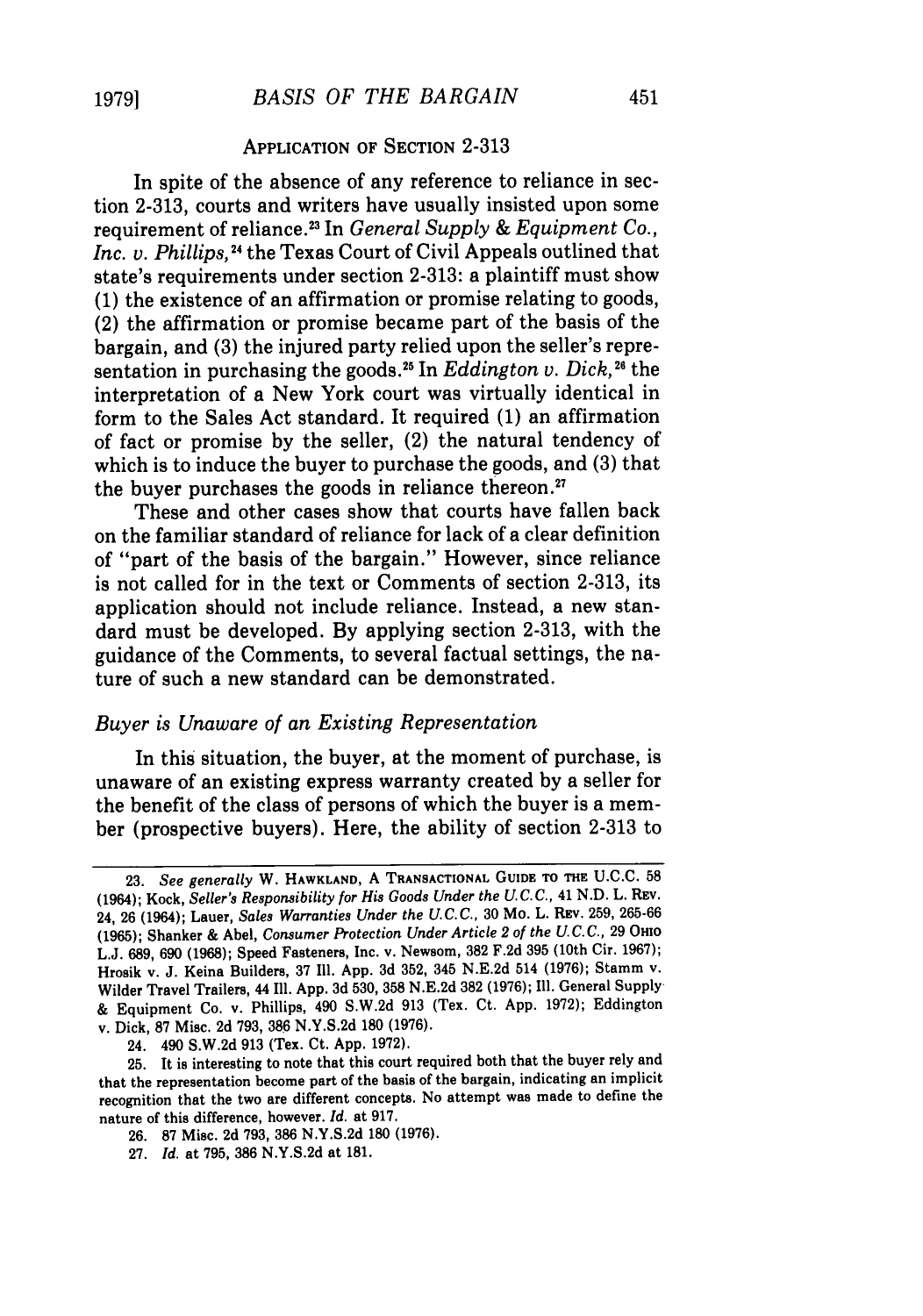## APPLICATION OF SECTION 2-313

In spite of the absence of any reference to reliance in section 2-313, courts and writers have usually insisted upon some requirement of reliance.[23] In *General Supply & Equipment Co., Inc. v. Phillips*,[24] the Texas Court of Civil Appeals outlined that state's requirements under section 2-313: a plaintiff must show (1) the existence of an affirmation or promise relating to goods, (2) the affirmation or promise became part of the basis of the bargain, and (3) the injured party relied upon the seller's representation in purchasing the goods.[25] In *Eddington v. Dick*,[26] the interpretation of a New York court was virtually identical in form to the Sales Act standard. It required (1) an affirmation of fact or promise by the seller, (2) the natural tendency of which is to induce the buyer to purchase the goods, and (3) that the buyer purchases the goods in reliance thereon.[27]

These and other cases show that courts have fallen back on the familiar standard of reliance for lack of a clear definition of "part of the basis of the bargain." However, since reliance is not called for in the text or Comments of section 2-313, its application should not include reliance. Instead, a new standard must be developed. By applying section 2-313, with the guidance of the Comments, to several factual settings, the nature of such a new standard can be demonstrated.

### *Buyer is Unaware of an Existing Representation*

In this situation, the buyer, at the moment of purchase, is unaware of an existing express warranty created by a seller for the benefit of the class of persons of which the buyer is a member (prospective buyers). Here, the ability of section 2-313 to

---

23. *See generally* W. HAWKLAND, A TRANSACTIONAL GUIDE TO THE U.C.C. 58 (1964); Kock, *Seller's Responsibility for His Goods Under the U.C.C.*, 41 N.D. L. REV. 24, 26 (1964); Lauer, *Sales Warranties Under the U.C.C.*, 30 MO. L. REV. 259, 265-66 (1965); Shanker & Abel, *Consumer Protection Under Article 2 of the U.C.C.*, 29 OHIO L.J. 689, 690 (1968); Speed Fasteners, Inc. v. Newsom, 382 F.2d 395 (10th Cir. 1967); Hrosik v. J. Keina Builders, 37 Ill. App. 3d 352, 345 N.E.2d 514 (1976); Stamm v. Wilder Travel Trailers, 44 Ill. App. 3d 530, 358 N.E.2d 382 (1976); Ill. General Supply & Equipment Co. v. Phillips, 490 S.W.2d 913 (Tex. Ct. App. 1972); Eddington v. Dick, 87 Misc. 2d 793, 386 N.Y.S.2d 180 (1976).

24. 490 S.W.2d 913 (Tex. Ct. App. 1972).

25. It is interesting to note that this court required both that the buyer rely and that the representation become part of the basis of the bargain, indicating an implicit recognition that the two are different concepts. No attempt was made to define the nature of this difference, however. *Id.* at 917.

26. 87 Misc. 2d 793, 386 N.Y.S.2d 180 (1976).

27. *Id.* at 795, 386 N.Y.S.2d at 181.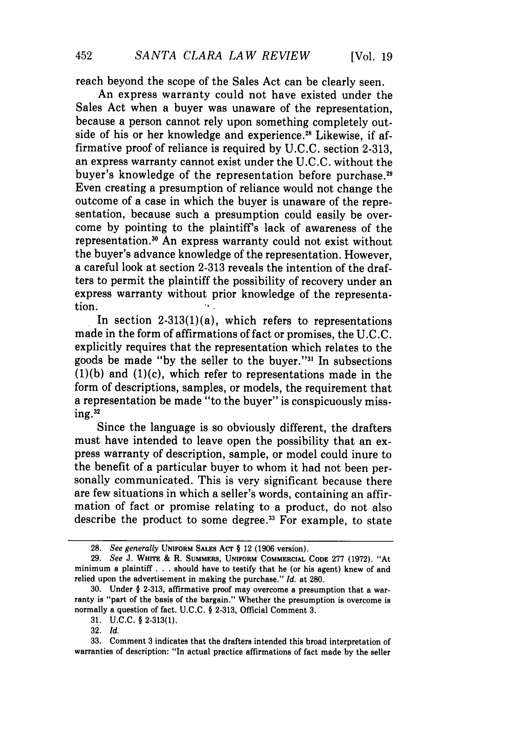reach beyond the scope of the Sales Act can be clearly seen.

An express warranty could not have existed under the Sales Act when a buyer was unaware of the representation, because a person cannot rely upon something completely outside of his or her knowledge and experience.[28] Likewise, if affirmative proof of reliance is required by U.C.C. section 2-313, an express warranty cannot exist under the U.C.C. without the buyer's knowledge of the representation before purchase.[29] Even creating a presumption of reliance would not change the outcome of a case in which the buyer is unaware of the representation, because such a presumption could easily be overcome by pointing to the plaintiff's lack of awareness of the representation.[30] An express warranty could not exist without the buyer's advance knowledge of the representation. However, a careful look at section 2-313 reveals the intention of the drafters to permit the plaintiff the possibility of recovery under an express warranty without prior knowledge of the representation.

In section 2-313(1)(a), which refers to representations made in the form of affirmations of fact or promises, the U.C.C. explicitly requires that the representation which relates to the goods be made "by the seller to the buyer."[31] In subsections (1)(b) and (1)(c), which refer to representations made in the form of descriptions, samples, or models, the requirement that a representation be made "to the buyer" is conspicuously missing.[32]

Since the language is so obviously different, the drafters must have intended to leave open the possibility that an express warranty of description, sample, or model could inure to the benefit of a particular buyer to whom it had not been personally communicated. This is very significant because there are few situations in which a seller's words, containing an affirmation of fact or promise relating to a product, do not also describe the product to some degree.[33] For example, to state

---

28. *See generally* UNIFORM SALES ACT § 12 (1906 version).

29. *See* J. WHITE & R. SUMMERS, UNIFORM COMMERCIAL CODE 277 (1972). "At minimum a plaintiff . . . should have to testify that he (or his agent) knew of and relied upon the advertisement in making the purchase." *Id.* at 280.

30. Under § 2-313, affirmative proof may overcome a presumption that a warranty is "part of the basis of the bargain." Whether the presumption is overcome is normally a question of fact. U.C.C. § 2-313, Official Comment 3.

31. U.C.C. § 2-313(1).

32. *Id.*

33. Comment 3 indicates that the drafters intended this broad interpretation of warranties of description: "In actual practice affirmations of fact made by the seller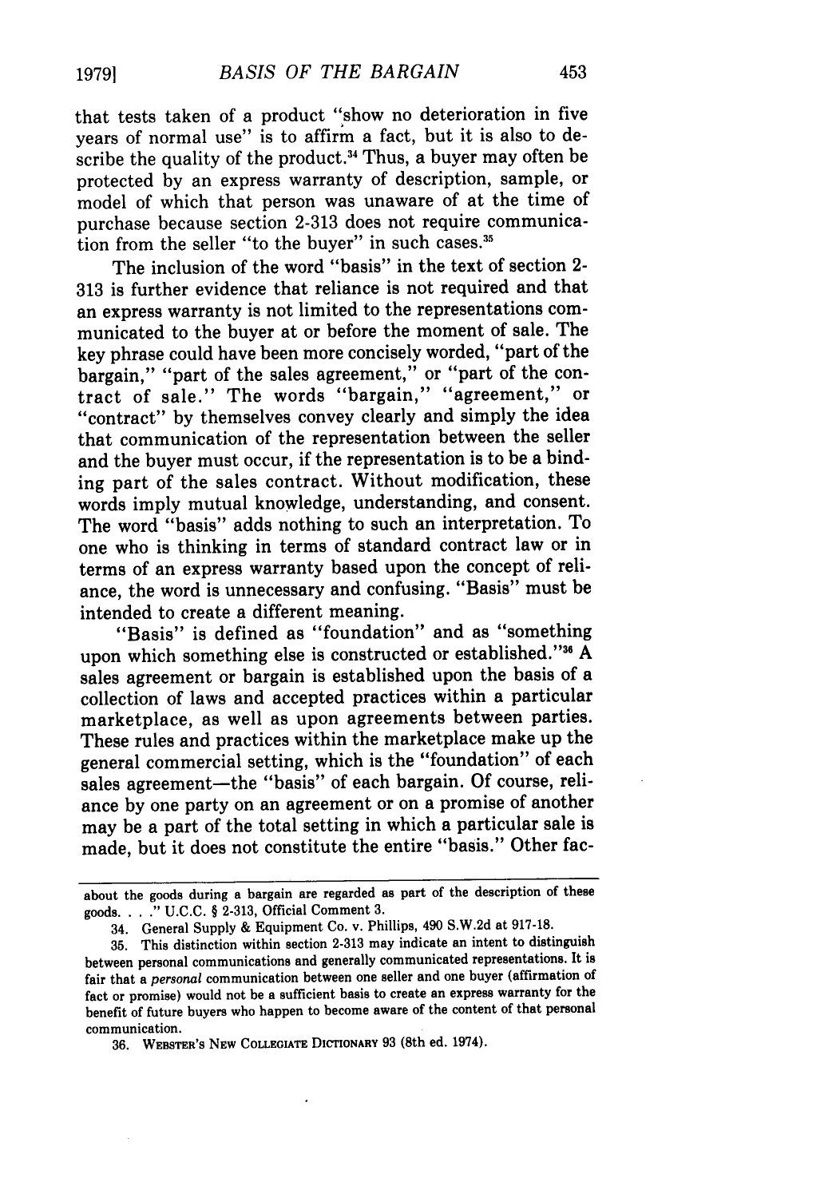that tests taken of a product "show no deterioration in five years of normal use" is to affirm a fact, but it is also to describe the quality of the product.[34] Thus, a buyer may often be protected by an express warranty of description, sample, or model of which that person was unaware of at the time of purchase because section 2-313 does not require communication from the seller "to the buyer" in such cases.[35]

The inclusion of the word "basis" in the text of section 2-313 is further evidence that reliance is not required and that an express warranty is not limited to the representations communicated to the buyer at or before the moment of sale. The key phrase could have been more concisely worded, "part of the bargain," "part of the sales agreement," or "part of the contract of sale." The words "bargain," "agreement," or "contract" by themselves convey clearly and simply the idea that communication of the representation between the seller and the buyer must occur, if the representation is to be a binding part of the sales contract. Without modification, these words imply mutual knowledge, understanding, and consent. The word "basis" adds nothing to such an interpretation. To one who is thinking in terms of standard contract law or in terms of an express warranty based upon the concept of reliance, the word is unnecessary and confusing. "Basis" must be intended to create a different meaning.

"Basis" is defined as "foundation" and as "something upon which something else is constructed or established."[36] A sales agreement or bargain is established upon the basis of a collection of laws and accepted practices within a particular marketplace, as well as upon agreements between parties. These rules and practices within the marketplace make up the general commercial setting, which is the "foundation" of each sales agreement—the "basis" of each bargain. Of course, reliance by one party on an agreement or on a promise of another may be a part of the total setting in which a particular sale is made, but it does not constitute the entire "basis." Other fac-

---

about the goods during a bargain are regarded as part of the description of these goods. . . ." U.C.C. § 2-313, Official Comment 3.

34. General Supply & Equipment Co. v. Phillips, 490 S.W.2d at 917-18.

35. This distinction within section 2-313 may indicate an intent to distinguish between personal communications and generally communicated representations. It is fair that a *personal* communication between one seller and one buyer (affirmation of fact or promise) would not be a sufficient basis to create an express warranty for the benefit of future buyers who happen to become aware of the content of that personal communication.

36. WEBSTER'S NEW COLLEGIATE DICTIONARY 93 (8th ed. 1974).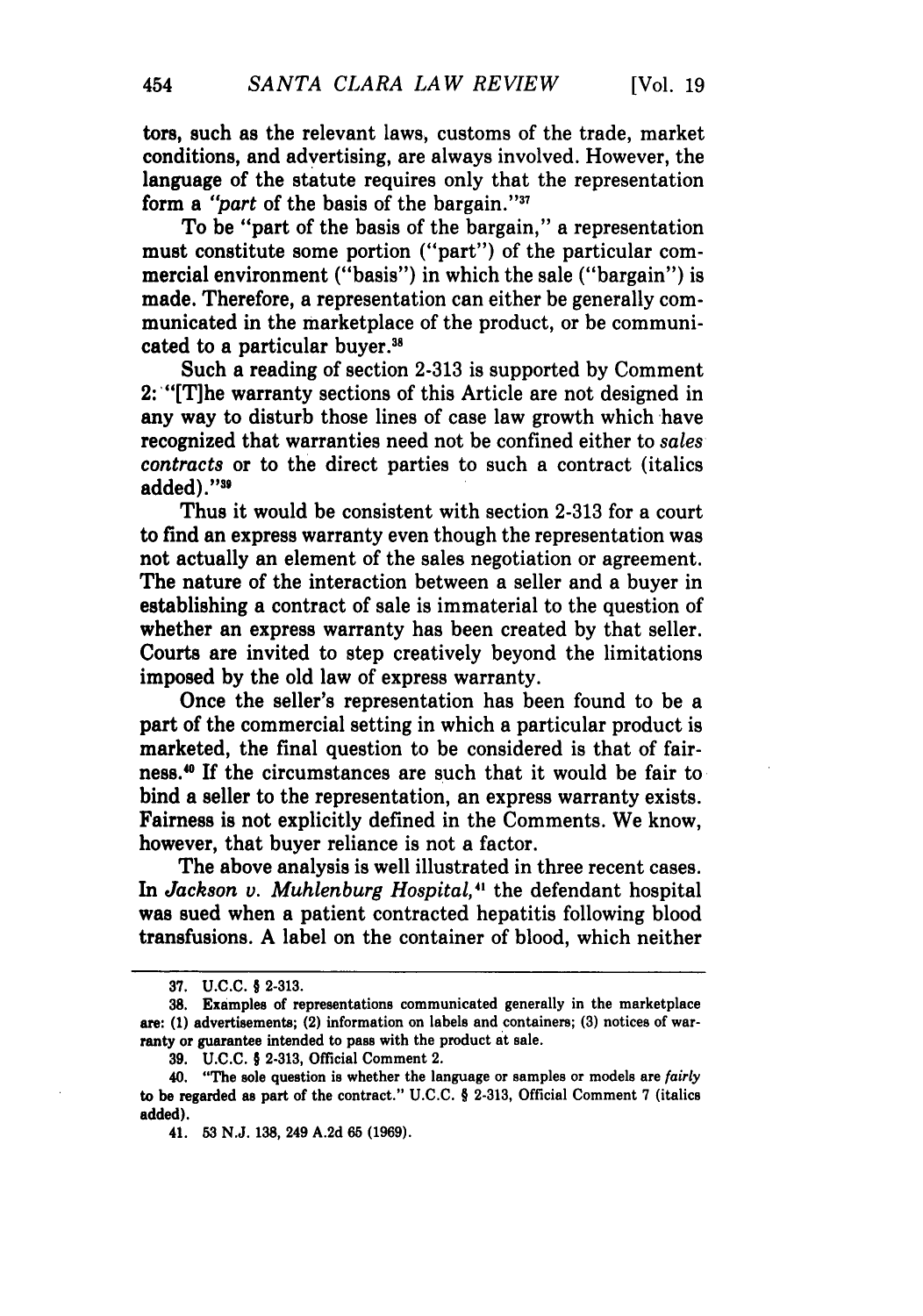tors, such as the relevant laws, customs of the trade, market conditions, and advertising, are always involved. However, the language of the statute requires only that the representation form a *"part* of the basis of the bargain."[37]

To be "part of the basis of the bargain," a representation must constitute some portion ("part") of the particular commercial environment ("basis") in which the sale ("bargain") is made. Therefore, a representation can either be generally communicated in the marketplace of the product, or be communicated to a particular buyer.[38]

Such a reading of section 2-313 is supported by Comment 2: "[T]he warranty sections of this Article are not designed in any way to disturb those lines of case law growth which have recognized that warranties need not be confined either to *sales contracts* or to the direct parties to such a contract (italics added)."[39]

Thus it would be consistent with section 2-313 for a court to find an express warranty even though the representation was not actually an element of the sales negotiation or agreement. The nature of the interaction between a seller and a buyer in establishing a contract of sale is immaterial to the question of whether an express warranty has been created by that seller. Courts are invited to step creatively beyond the limitations imposed by the old law of express warranty.

Once the seller's representation has been found to be a part of the commercial setting in which a particular product is marketed, the final question to be considered is that of fairness.[40] If the circumstances are such that it would be fair to bind a seller to the representation, an express warranty exists. Fairness is not explicitly defined in the Comments. We know, however, that buyer reliance is not a factor.

The above analysis is well illustrated in three recent cases. In *Jackson v. Muhlenburg Hospital*,[41] the defendant hospital was sued when a patient contracted hepatitis following blood transfusions. A label on the container of blood, which neither

---

37. U.C.C. § 2-313.

38. Examples of representations communicated generally in the marketplace are: (1) advertisements; (2) information on labels and containers; (3) notices of warranty or guarantee intended to pass with the product at sale.

39. U.C.C. § 2-313, Official Comment 2.

40. "The sole question is whether the language or samples or models are *fairly* to be regarded as part of the contract." U.C.C. § 2-313, Official Comment 7 (italics added).

41. 53 N.J. 138, 249 A.2d 65 (1969).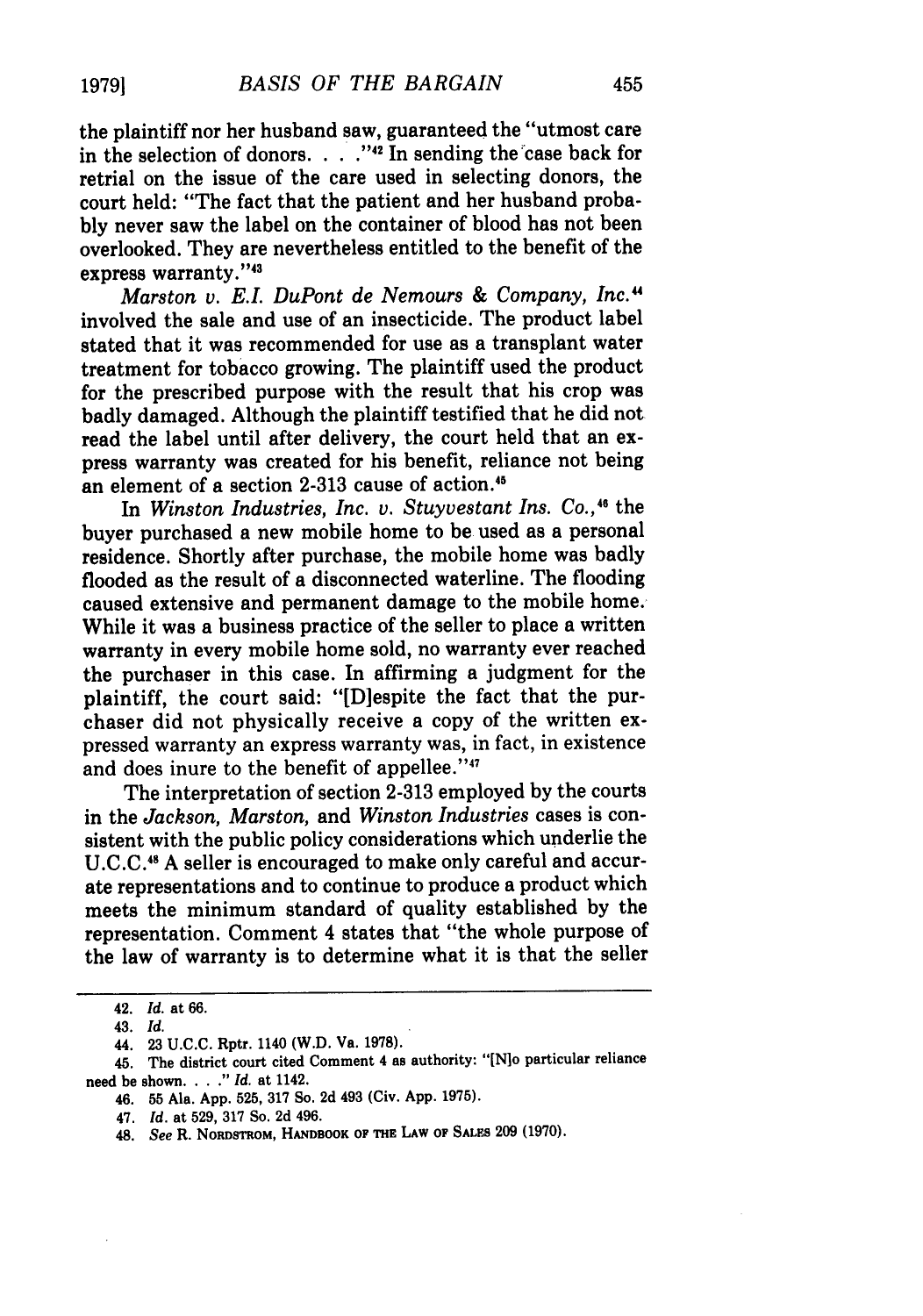the plaintiff nor her husband saw, guaranteed the "utmost care in the selection of donors. . . ."[42] In sending the case back for retrial on the issue of the care used in selecting donors, the court held: "The fact that the patient and her husband probably never saw the label on the container of blood has not been overlooked. They are nevertheless entitled to the benefit of the express warranty."[43]

*Marston v. E.I. DuPont de Nemours & Company, Inc.*[44] involved the sale and use of an insecticide. The product label stated that it was recommended for use as a transplant water treatment for tobacco growing. The plaintiff used the product for the prescribed purpose with the result that his crop was badly damaged. Although the plaintiff testified that he did not read the label until after delivery, the court held that an express warranty was created for his benefit, reliance not being an element of a section 2-313 cause of action.[45]

In *Winston Industries, Inc. v. Stuyvestant Ins. Co.*,[46] the buyer purchased a new mobile home to be used as a personal residence. Shortly after purchase, the mobile home was badly flooded as the result of a disconnected waterline. The flooding caused extensive and permanent damage to the mobile home. While it was a business practice of the seller to place a written warranty in every mobile home sold, no warranty ever reached the purchaser in this case. In affirming a judgment for the plaintiff, the court said: "[D]espite the fact that the purchaser did not physically receive a copy of the written expressed warranty an express warranty was, in fact, in existence and does inure to the benefit of appellee."[47]

The interpretation of section 2-313 employed by the courts in the *Jackson*, *Marston*, and *Winston Industries* cases is consistent with the public policy considerations which underlie the U.C.C.[48] A seller is encouraged to make only careful and accurate representations and to continue to produce a product which meets the minimum standard of quality established by the representation. Comment 4 states that "the whole purpose of the law of warranty is to determine what it is that the seller

---

42. *Id.* at 66.

43. *Id.*

44. 23 U.C.C. Rptr. 1140 (W.D. Va. 1978).

45. The district court cited Comment 4 as authority: "[N]o particular reliance need be shown. . . ." *Id.* at 1142.

46. 55 Ala. App. 525, 317 So. 2d 493 (Civ. App. 1975).

47. *Id.* at 529, 317 So. 2d 496.

48. *See* R. Nordstrom, Handbook of the Law of Sales 209 (1970).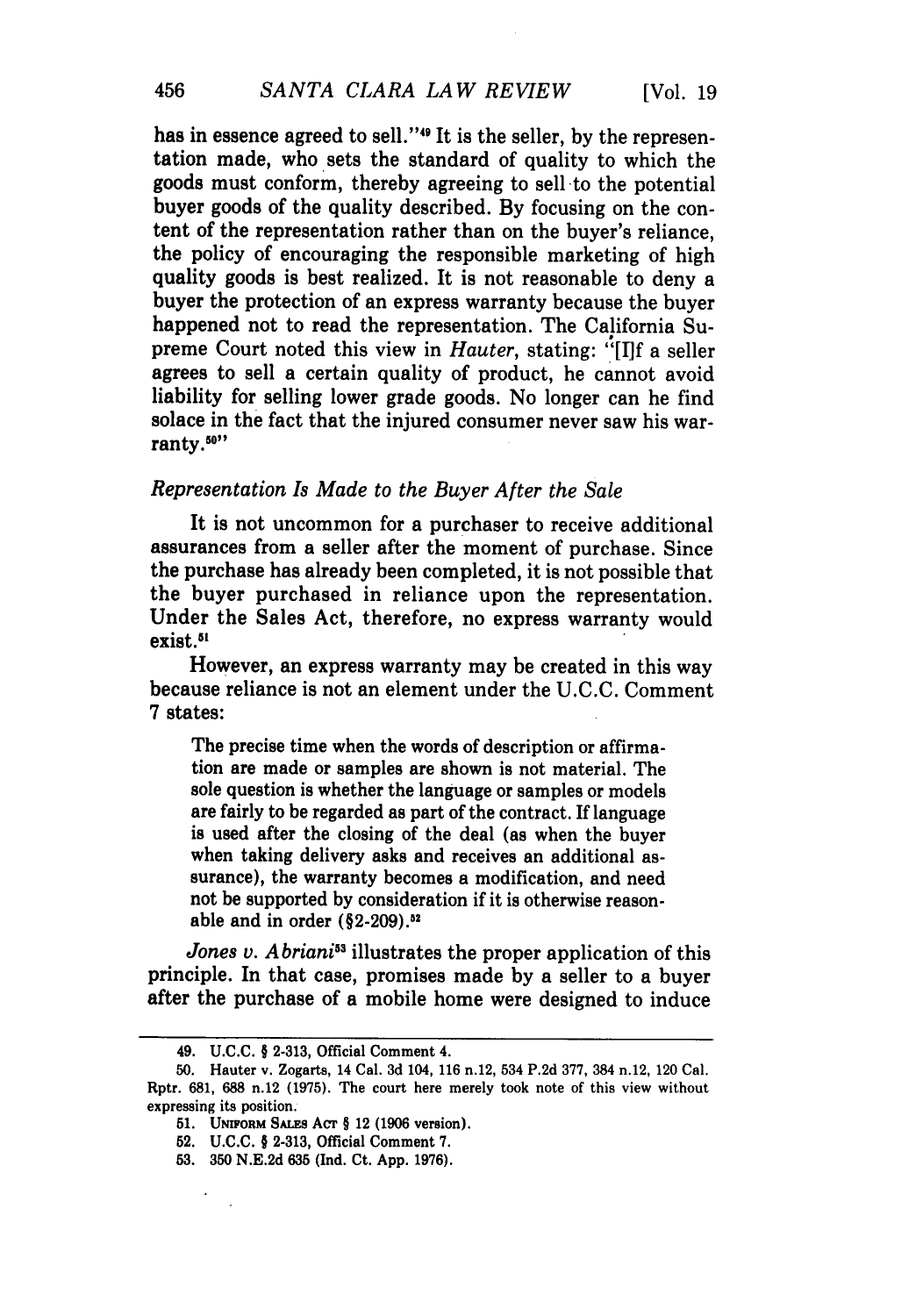has in essence agreed to sell."[49] It is the seller, by the representation made, who sets the standard of quality to which the goods must conform, thereby agreeing to sell to the potential buyer goods of the quality described. By focusing on the content of the representation rather than on the buyer's reliance, the policy of encouraging the responsible marketing of high quality goods is best realized. It is not reasonable to deny a buyer the protection of an express warranty because the buyer happened not to read the representation. The California Supreme Court noted this view in *Hauter*, stating: "[I]f a seller agrees to sell a certain quality of product, he cannot avoid liability for selling lower grade goods. No longer can he find solace in the fact that the injured consumer never saw his warranty.[50]"

### *Representation Is Made to the Buyer After the Sale*

It is not uncommon for a purchaser to receive additional assurances from a seller after the moment of purchase. Since the purchase has already been completed, it is not possible that the buyer purchased in reliance upon the representation. Under the Sales Act, therefore, no express warranty would exist.[51]

However, an express warranty may be created in this way because reliance is not an element under the U.C.C. Comment 7 states:

> The precise time when the words of description or affirmation are made or samples are shown is not material. The sole question is whether the language or samples or models are fairly to be regarded as part of the contract. If language is used after the closing of the deal (as when the buyer when taking delivery asks and receives an additional assurance), the warranty becomes a modification, and need not be supported by consideration if it is otherwise reasonable and in order (§2-209).[52]

*Jones v. Abriani*[53] illustrates the proper application of this principle. In that case, promises made by a seller to a buyer after the purchase of a mobile home were designed to induce

---

49. U.C.C. § 2-313, Official Comment 4.

50. Hauter v. Zogarts, 14 Cal. 3d 104, 116 n.12, 534 P.2d 377, 384 n.12, 120 Cal. Rptr. 681, 688 n.12 (1975). The court here merely took note of this view without expressing its position.

51. UNIFORM SALES ACT § 12 (1906 version).

52. U.C.C. § 2-313, Official Comment 7.

53. 350 N.E.2d 635 (Ind. Ct. App. 1976).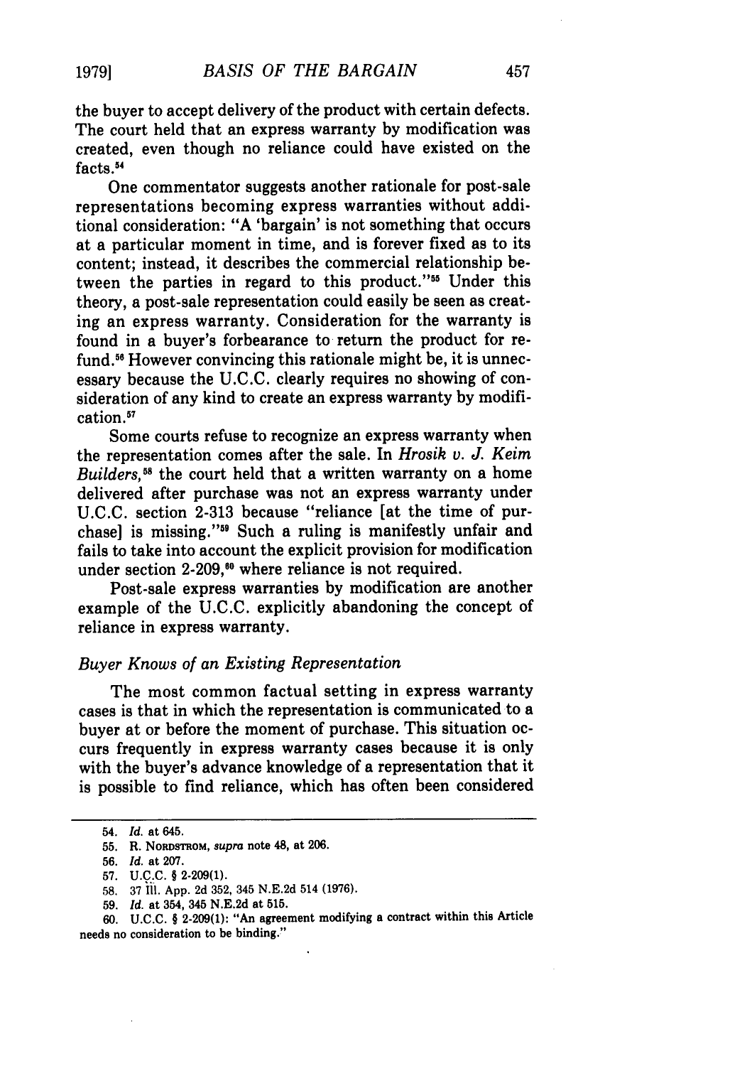the buyer to accept delivery of the product with certain defects. The court held that an express warranty by modification was created, even though no reliance could have existed on the facts.[54]

One commentator suggests another rationale for post-sale representations becoming express warranties without additional consideration: "A 'bargain' is not something that occurs at a particular moment in time, and is forever fixed as to its content; instead, it describes the commercial relationship between the parties in regard to this product."[55] Under this theory, a post-sale representation could easily be seen as creating an express warranty. Consideration for the warranty is found in a buyer's forbearance to return the product for refund.[56] However convincing this rationale might be, it is unnecessary because the U.C.C. clearly requires no showing of consideration of any kind to create an express warranty by modification.[57]

Some courts refuse to recognize an express warranty when the representation comes after the sale. In *Hrosik v. J. Keim Builders*,[58] the court held that a written warranty on a home delivered after purchase was not an express warranty under U.C.C. section 2-313 because "reliance [at the time of purchase] is missing."[59] Such a ruling is manifestly unfair and fails to take into account the explicit provision for modification under section 2-209,[60] where reliance is not required.

Post-sale express warranties by modification are another example of the U.C.C. explicitly abandoning the concept of reliance in express warranty.

### *Buyer Knows of an Existing Representation*

The most common factual setting in express warranty cases is that in which the representation is communicated to a buyer at or before the moment of purchase. This situation occurs frequently in express warranty cases because it is only with the buyer's advance knowledge of a representation that it is possible to find reliance, which has often been considered

---

54. *Id.* at 645.

55. R. NORDSTROM, *supra* note 48, at 206.

56. *Id.* at 207.

57. U.C.C. § 2-209(1).

58. 37 Ill. App. 2d 352, 345 N.E.2d 514 (1976).

59. *Id.* at 354, 345 N.E.2d at 515.

60. U.C.C. § 2-209(1): "An agreement modifying a contract within this Article needs no consideration to be binding."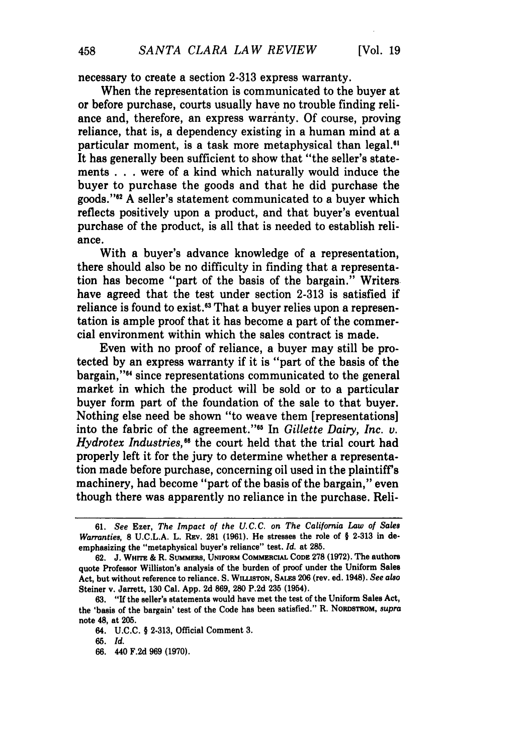necessary to create a section 2-313 express warranty.

When the representation is communicated to the buyer at or before purchase, courts usually have no trouble finding reliance and, therefore, an express warranty. Of course, proving reliance, that is, a dependency existing in a human mind at a particular moment, is a task more metaphysical than legal.[61] It has generally been sufficient to show that "the seller's statements . . . were of a kind which naturally would induce the buyer to purchase the goods and that he did purchase the goods."[62] A seller's statement communicated to a buyer which reflects positively upon a product, and that buyer's eventual purchase of the product, is all that is needed to establish reliance.

With a buyer's advance knowledge of a representation, there should also be no difficulty in finding that a representation has become "part of the basis of the bargain." Writers have agreed that the test under section 2-313 is satisfied if reliance is found to exist.[63] That a buyer relies upon a representation is ample proof that it has become a part of the commercial environment within which the sales contract is made.

Even with no proof of reliance, a buyer may still be protected by an express warranty if it is "part of the basis of the bargain,"[64] since representations communicated to the general market in which the product will be sold or to a particular buyer form part of the foundation of the sale to that buyer. Nothing else need be shown "to weave them [representations] into the fabric of the agreement."[65] In *Gillette Dairy, Inc. v. Hydrotex Industries*,[66] the court held that the trial court had properly left it for the jury to determine whether a representation made before purchase, concerning oil used in the plaintiff's machinery, had become "part of the basis of the bargain," even though there was apparently no reliance in the purchase. Reli-

---

61. *See* Ezer, *The Impact of the U.C.C. on The California Law of Sales Warranties*, 8 U.C.L.A. L. REV. 281 (1961). He stresses the role of § 2-313 in deemphasizing the "metaphysical buyer's reliance" test. *Id.* at 285.

62. J. WHITE & R. SUMMERS, UNIFORM COMMERCIAL CODE 278 (1972). The authors quote Professor Williston's analysis of the burden of proof under the Uniform Sales Act, but without reference to reliance. S. WILLISTON, SALES 206 (rev. ed. 1948). *See also* Steiner v. Jarrett, 130 Cal. App. 2d 869, 280 P.2d 235 (1954).

63. "If the seller's statements would have met the test of the Uniform Sales Act, the 'basis of the bargain' test of the Code has been satisfied." R. NORDSTROM, *supra* note 48, at 205.

64. U.C.C. § 2-313, Official Comment 3.

65. *Id.*

66. 440 F.2d 969 (1970).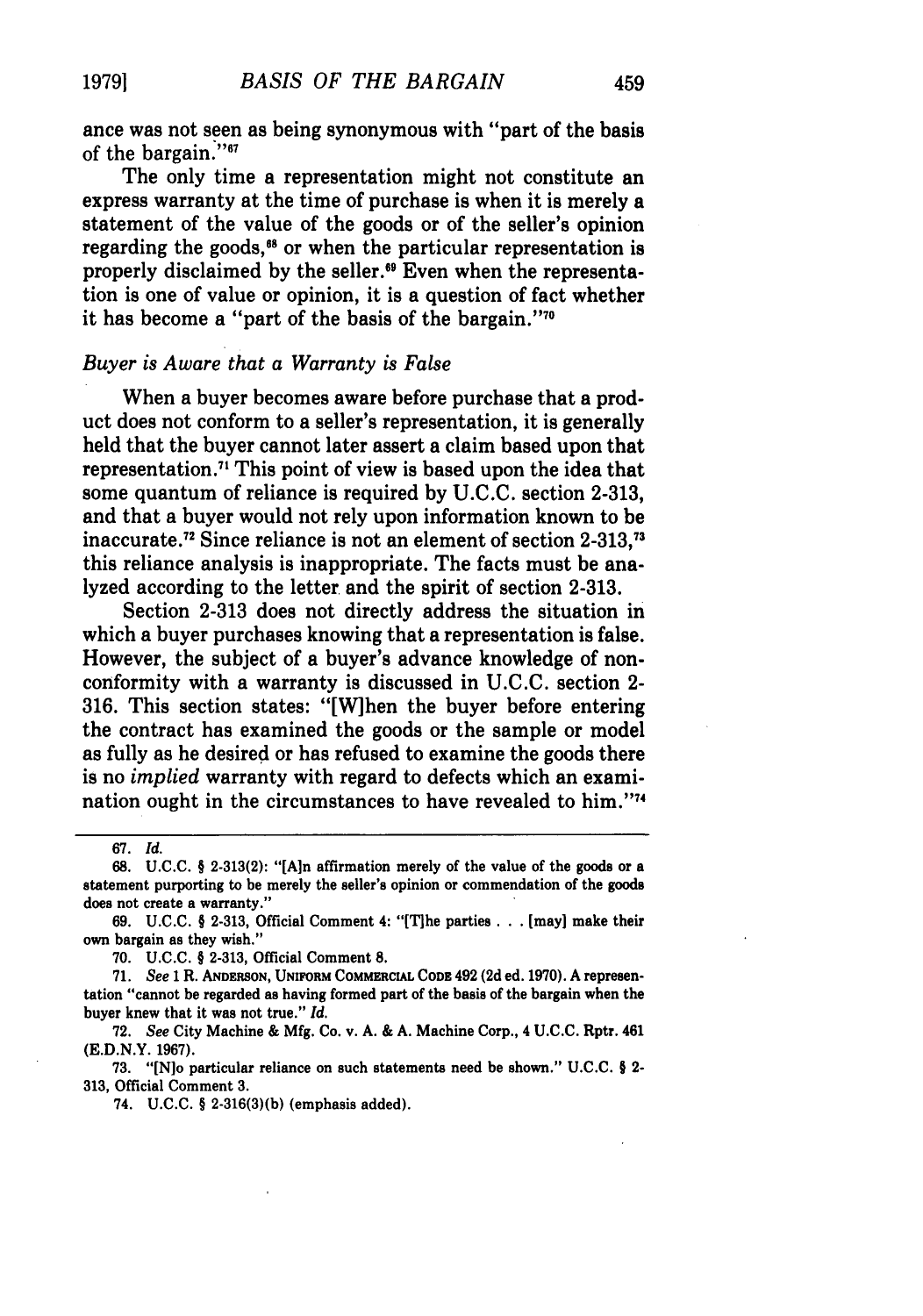ance was not seen as being synonymous with "part of the basis of the bargain."[67]

The only time a representation might not constitute an express warranty at the time of purchase is when it is merely a statement of the value of the goods or of the seller's opinion regarding the goods,[68] or when the particular representation is properly disclaimed by the seller.[69] Even when the representation is one of value or opinion, it is a question of fact whether it has become a "part of the basis of the bargain."[70]

### *Buyer is Aware that a Warranty is False*

When a buyer becomes aware before purchase that a product does not conform to a seller's representation, it is generally held that the buyer cannot later assert a claim based upon that representation.[71] This point of view is based upon the idea that some quantum of reliance is required by U.C.C. section 2-313, and that a buyer would not rely upon information known to be inaccurate.[72] Since reliance is not an element of section 2-313,[73] this reliance analysis is inappropriate. The facts must be analyzed according to the letter and the spirit of section 2-313.

Section 2-313 does not directly address the situation in which a buyer purchases knowing that a representation is false. However, the subject of a buyer's advance knowledge of nonconformity with a warranty is discussed in U.C.C. section 2-316. This section states: "[W]hen the buyer before entering the contract has examined the goods or the sample or model as fully as he desired or has refused to examine the goods there is no *implied* warranty with regard to defects which an examination ought in the circumstances to have revealed to him."[74]

---

67. *Id.*

68. U.C.C. § 2-313(2): "[A]n affirmation merely of the value of the goods or a statement purporting to be merely the seller's opinion or commendation of the goods does not create a warranty."

69. U.C.C. § 2-313, Official Comment 4: "[T]he parties . . . [may] make their own bargain as they wish."

70. U.C.C. § 2-313, Official Comment 8.

71. *See* 1 R. ANDERSON, UNIFORM COMMERCIAL CODE 492 (2d ed. 1970). A representation "cannot be regarded as having formed part of the basis of the bargain when the buyer knew that it was not true." *Id.*

72. *See* City Machine & Mfg. Co. v. A. & A. Machine Corp., 4 U.C.C. Rptr. 461 (E.D.N.Y. 1967).

73. "[N]o particular reliance on such statements need be shown." U.C.C. § 2-313, Official Comment 3.

74. U.C.C. § 2-316(3)(b) (emphasis added).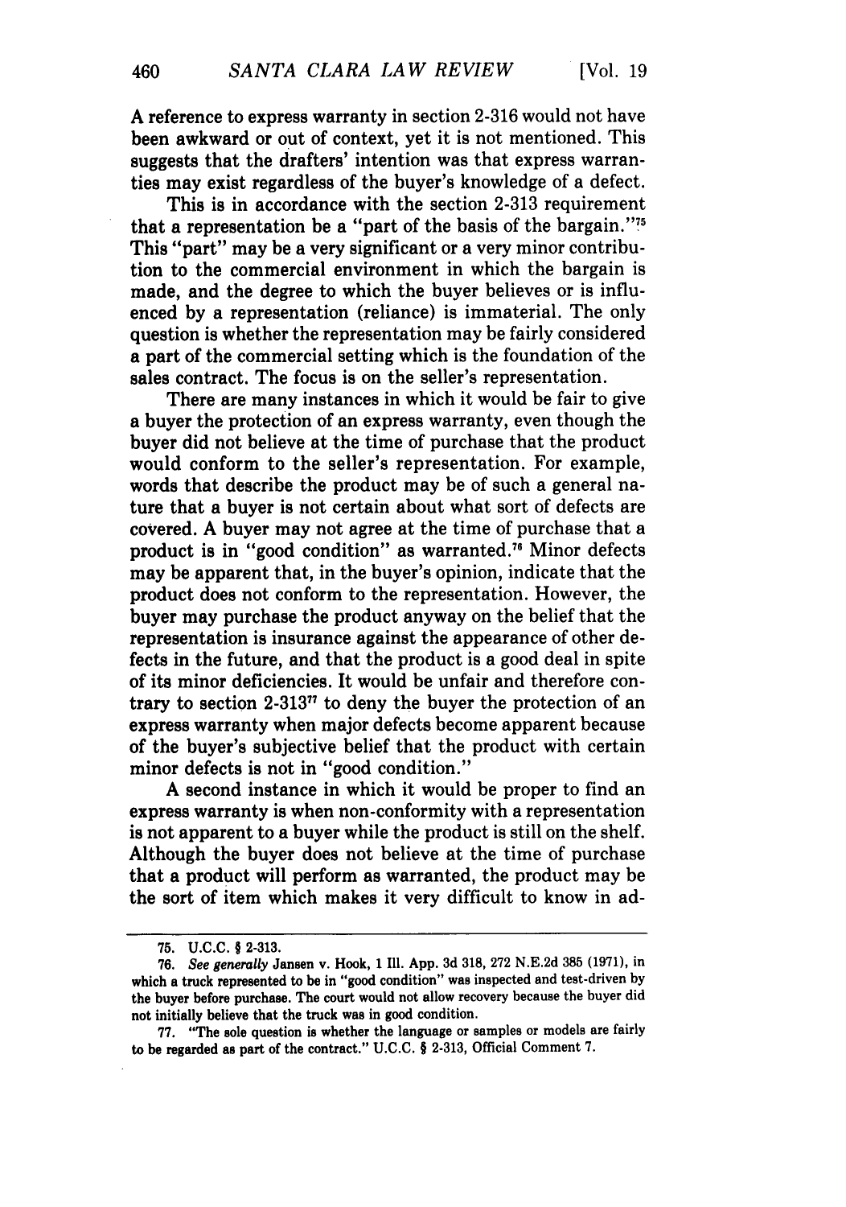A reference to express warranty in section 2-316 would not have been awkward or out of context, yet it is not mentioned. This suggests that the drafters' intention was that express warranties may exist regardless of the buyer's knowledge of a defect.

This is in accordance with the section 2-313 requirement that a representation be a "part of the basis of the bargain."[75] This "part" may be a very significant or a very minor contribution to the commercial environment in which the bargain is made, and the degree to which the buyer believes or is influenced by a representation (reliance) is immaterial. The only question is whether the representation may be fairly considered a part of the commercial setting which is the foundation of the sales contract. The focus is on the seller's representation.

There are many instances in which it would be fair to give a buyer the protection of an express warranty, even though the buyer did not believe at the time of purchase that the product would conform to the seller's representation. For example, words that describe the product may be of such a general nature that a buyer is not certain about what sort of defects are covered. A buyer may not agree at the time of purchase that a product is in "good condition" as warranted.[76] Minor defects may be apparent that, in the buyer's opinion, indicate that the product does not conform to the representation. However, the buyer may purchase the product anyway on the belief that the representation is insurance against the appearance of other defects in the future, and that the product is a good deal in spite of its minor deficiencies. It would be unfair and therefore contrary to section 2-313[77] to deny the buyer the protection of an express warranty when major defects become apparent because of the buyer's subjective belief that the product with certain minor defects is not in "good condition."

A second instance in which it would be proper to find an express warranty is when non-conformity with a representation is not apparent to a buyer while the product is still on the shelf. Although the buyer does not believe at the time of purchase that a product will perform as warranted, the product may be the sort of item which makes it very difficult to know in ad-

---

75. U.C.C. § 2-313.

76. *See generally* Jansen v. Hook, 1 Ill. App. 3d 318, 272 N.E.2d 385 (1971), in which a truck represented to be in "good condition" was inspected and test-driven by the buyer before purchase. The court would not allow recovery because the buyer did not initially believe that the truck was in good condition.

77. "The sole question is whether the language or samples or models are fairly to be regarded as part of the contract." U.C.C. § 2-313, Official Comment 7.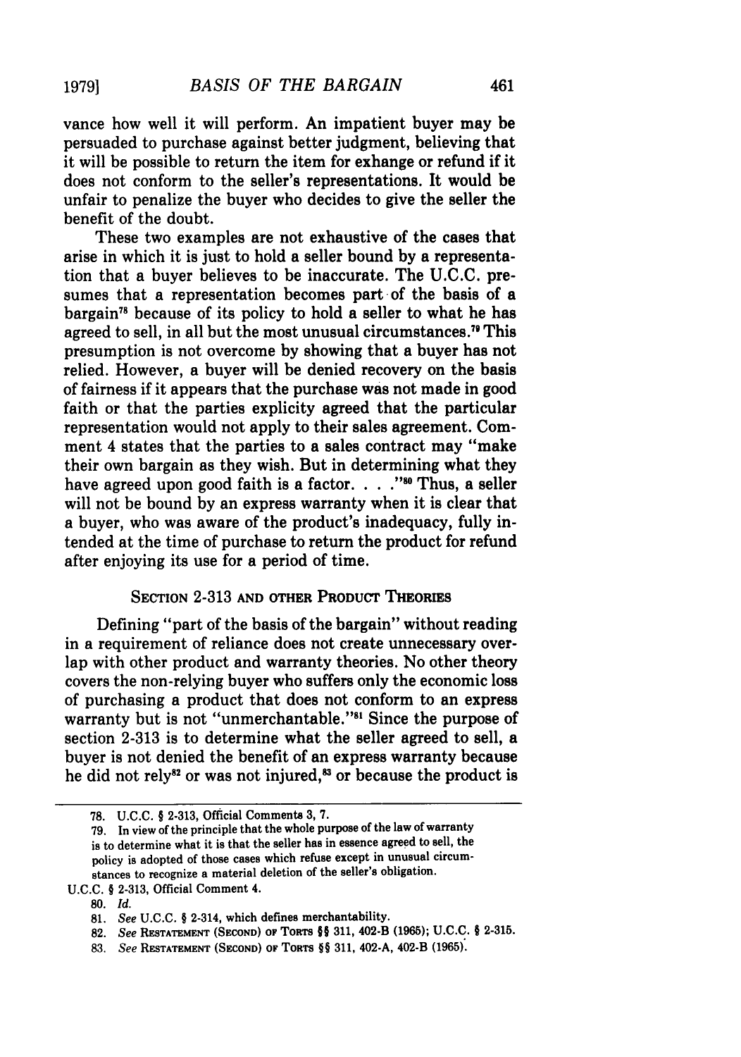vance how well it will perform. An impatient buyer may be persuaded to purchase against better judgment, believing that it will be possible to return the item for exhange or refund if it does not conform to the seller's representations. It would be unfair to penalize the buyer who decides to give the seller the benefit of the doubt.

These two examples are not exhaustive of the cases that arise in which it is just to hold a seller bound by a representation that a buyer believes to be inaccurate. The U.C.C. presumes that a representation becomes part of the basis of a bargain[78] because of its policy to hold a seller to what he has agreed to sell, in all but the most unusual circumstances.[79] This presumption is not overcome by showing that a buyer has not relied. However, a buyer will be denied recovery on the basis of fairness if it appears that the purchase was not made in good faith or that the parties explicity agreed that the particular representation would not apply to their sales agreement. Comment 4 states that the parties to a sales contract may "make their own bargain as they wish. But in determining what they have agreed upon good faith is a factor. . . ."[80] Thus, a seller will not be bound by an express warranty when it is clear that a buyer, who was aware of the product's inadequacy, fully intended at the time of purchase to return the product for refund after enjoying its use for a period of time.

## SECTION 2-313 AND OTHER PRODUCT THEORIES

Defining "part of the basis of the bargain" without reading in a requirement of reliance does not create unnecessary overlap with other product and warranty theories. No other theory covers the non-relying buyer who suffers only the economic loss of purchasing a product that does not conform to an express warranty but is not "unmerchantable."[81] Since the purpose of section 2-313 is to determine what the seller agreed to sell, a buyer is not denied the benefit of an express warranty because he did not rely[82] or was not injured,[83] or because the product is

---

78. U.C.C. § 2-313, Official Comments 3, 7.

79. In view of the principle that the whole purpose of the law of warranty is to determine what it is that the seller has in essence agreed to sell, the policy is adopted of those cases which refuse except in unusual circumstances to recognize a material deletion of the seller's obligation.

U.C.C. § 2-313, Official Comment 4.

80. *Id.*

81. *See* U.C.C. § 2-314, which defines merchantability.

82. *See* RESTATEMENT (SECOND) OF TORTS §§ 311, 402-B (1965); U.C.C. § 2-315.

83. *See* RESTATEMENT (SECOND) OF TORTS §§ 311, 402-A, 402-B (1965).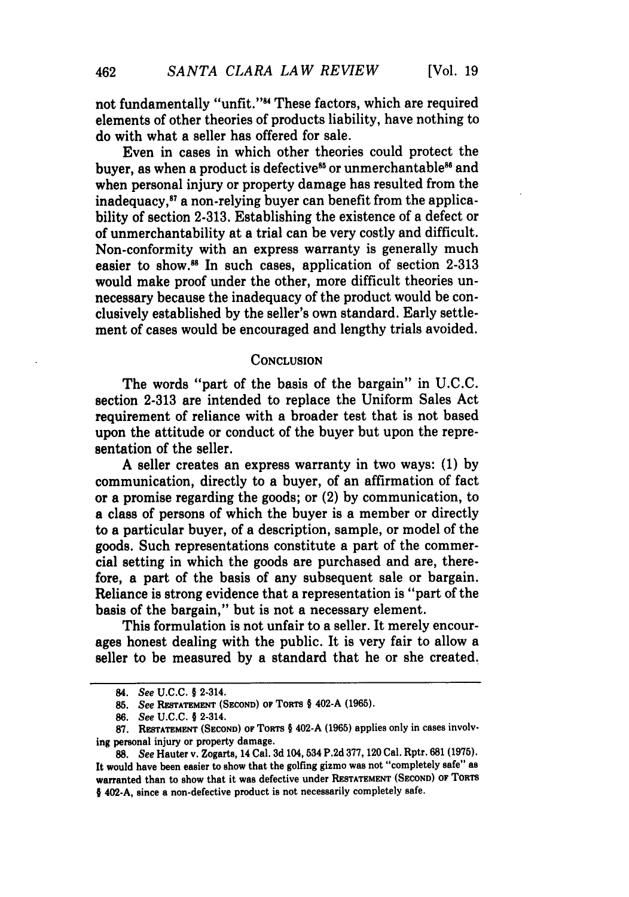not fundamentally "unfit."[84] These factors, which are required elements of other theories of products liability, have nothing to do with what a seller has offered for sale.

Even in cases in which other theories could protect the buyer, as when a product is defective[85] or unmerchantable[86] and when personal injury or property damage has resulted from the inadequacy,[87] a non-relying buyer can benefit from the applicability of section 2-313. Establishing the existence of a defect or of unmerchantability at a trial can be very costly and difficult. Non-conformity with an express warranty is generally much easier to show.[88] In such cases, application of section 2-313 would make proof under the other, more difficult theories unnecessary because the inadequacy of the product would be conclusively established by the seller's own standard. Early settlement of cases would be encouraged and lengthy trials avoided.

## CONCLUSION

The words "part of the basis of the bargain" in U.C.C. section 2-313 are intended to replace the Uniform Sales Act requirement of reliance with a broader test that is not based upon the attitude or conduct of the buyer but upon the representation of the seller.

A seller creates an express warranty in two ways: (1) by communication, directly to a buyer, of an affirmation of fact or a promise regarding the goods; or (2) by communication, to a class of persons of which the buyer is a member or directly to a particular buyer, of a description, sample, or model of the goods. Such representations constitute a part of the commercial setting in which the goods are purchased and are, therefore, a part of the basis of any subsequent sale or bargain. Reliance is strong evidence that a representation is "part of the basis of the bargain," but is not a necessary element.

This formulation is not unfair to a seller. It merely encourages honest dealing with the public. It is very fair to allow a seller to be measured by a standard that he or she created.

---

84. *See* U.C.C. § 2-314.

85. *See* RESTATEMENT (SECOND) OF TORTS § 402-A (1965).

86. *See* U.C.C. § 2-314.

87. RESTATEMENT (SECOND) OF TORTS § 402-A (1965) applies only in cases involving personal injury or property damage.

88. *See* Hauter v. Zogarts, 14 Cal. 3d 104, 534 P.2d 377, 120 Cal. Rptr. 681 (1975). It would have been easier to show that the golfing gizmo was not "completely safe" as warranted than to show that it was defective under RESTATEMENT (SECOND) OF TORTS § 402-A, since a non-defective product is not necessarily completely safe.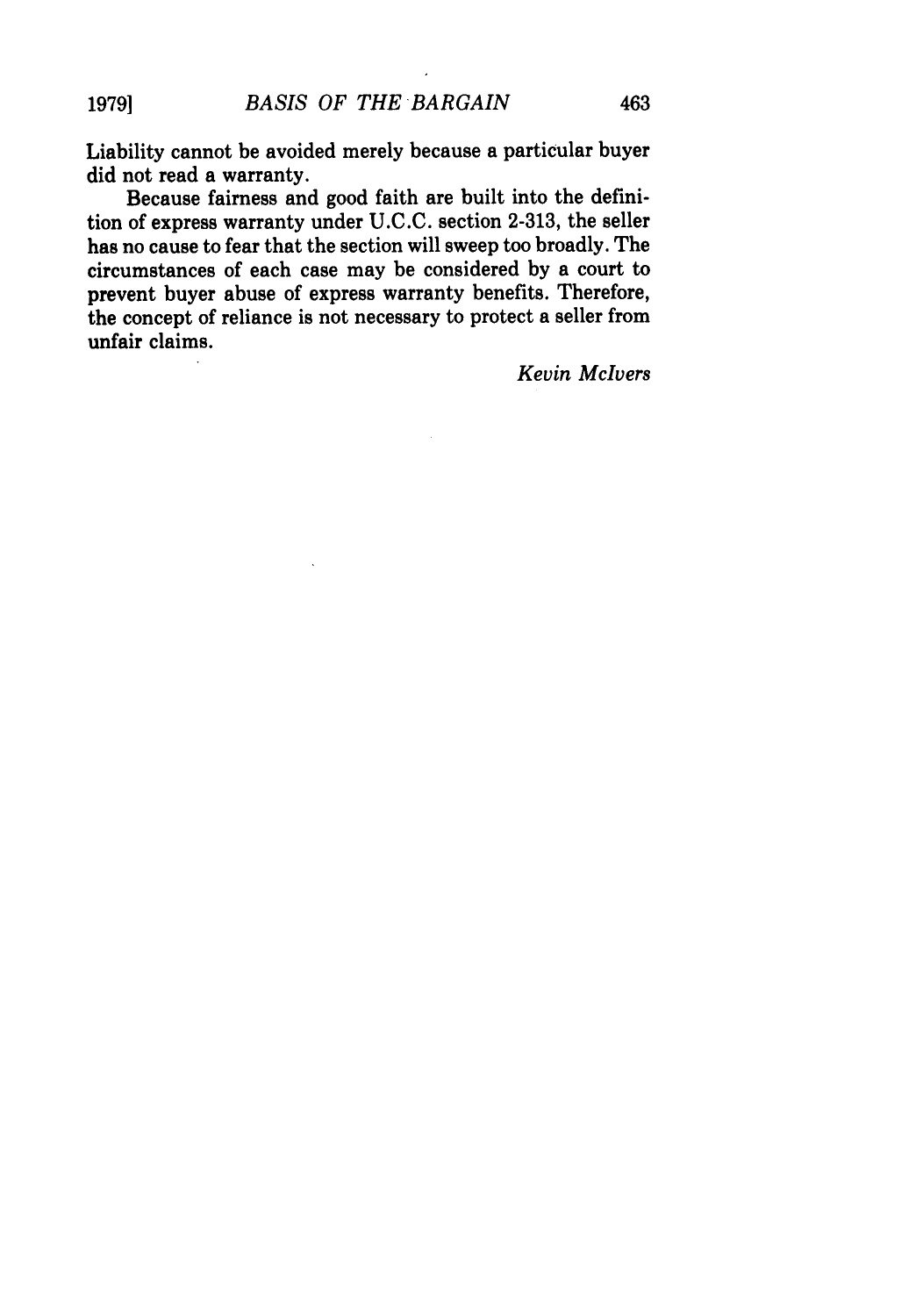Liability cannot be avoided merely because a particular buyer did not read a warranty.

Because fairness and good faith are built into the definition of express warranty under U.C.C. section 2-313, the seller has no cause to fear that the section will sweep too broadly. The circumstances of each case may be considered by a court to prevent buyer abuse of express warranty benefits. Therefore, the concept of reliance is not necessary to protect a seller from unfair claims.

*Kevin McIvers*